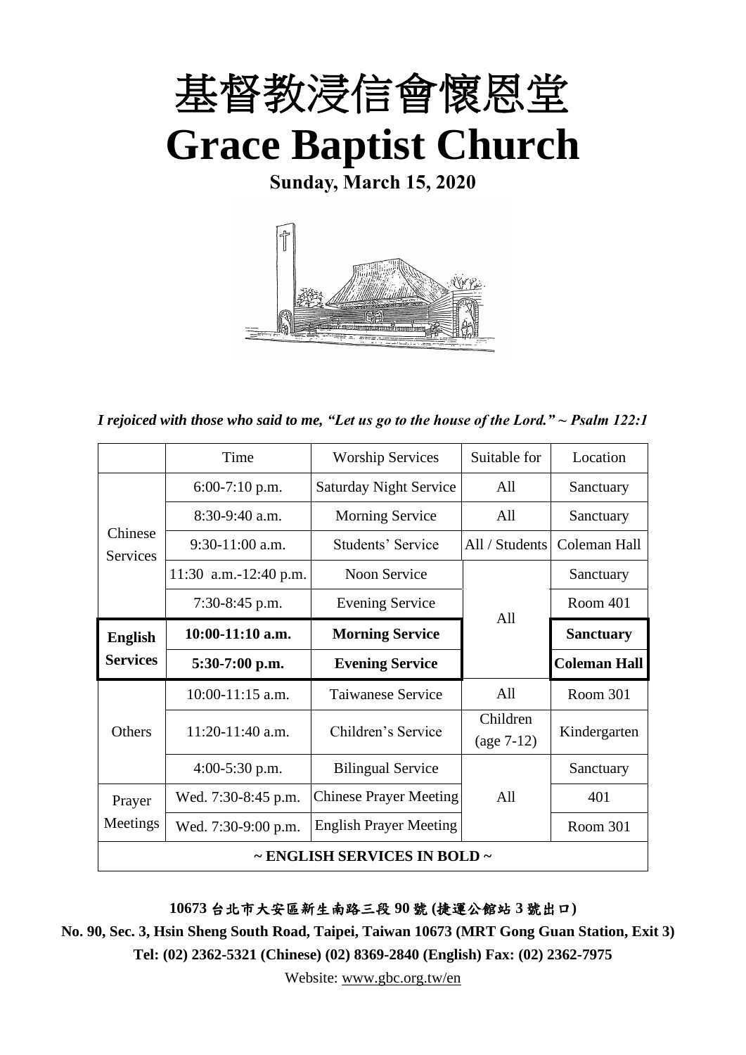# 基督教浸信會懷恩堂

# Grace Baptist Church

**Sunday, March 15, 2020**

*I rejoiced with those who said to me, "Let us go to the house of the Lord." ~ Psalm 122:1*

| | Time | Worship Services | Suitable for | Location |
|---|---|---|---|---|
| Chinese Services | 6:00-7:10 p.m. | Saturday Night Service | All | Sanctuary |
| | 8:30-9:40 a.m. | Morning Service | All | Sanctuary |
| | 9:30-11:00 a.m. | Students' Service | All / Students | Coleman Hall |
| | 11:30 a.m.-12:40 p.m. | Noon Service | All | Sanctuary |
| | 7:30-8:45 p.m. | Evening Service | | Room 401 |
| **English Services** | **10:00-11:10 a.m.** | **Morning Service** | | **Sanctuary** |
| | **5:30-7:00 p.m.** | **Evening Service** | | **Coleman Hall** |
| Others | 10:00-11:15 a.m. | Taiwanese Service | All | Room 301 |
| | 11:20-11:40 a.m. | Children's Service | Children (age 7-12) | Kindergarten |
| | 4:00-5:30 p.m. | Bilingual Service | All | Sanctuary |
| Prayer Meetings | Wed. 7:30-8:45 p.m. | Chinese Prayer Meeting | | 401 |
| | Wed. 7:30-9:00 p.m. | English Prayer Meeting | | Room 301 |
| **~ ENGLISH SERVICES IN BOLD ~** | | | | |

**10673 台北市大安區新生南路三段 90 號 (捷運公館站 3 號出口)**

**No. 90, Sec. 3, Hsin Sheng South Road, Taipei, Taiwan 10673 (MRT Gong Guan Station, Exit 3)**

**Tel: (02) 2362-5321 (Chinese) (02) 8369-2840 (English) Fax: (02) 2362-7975**

Website: www.gbc.org.tw/en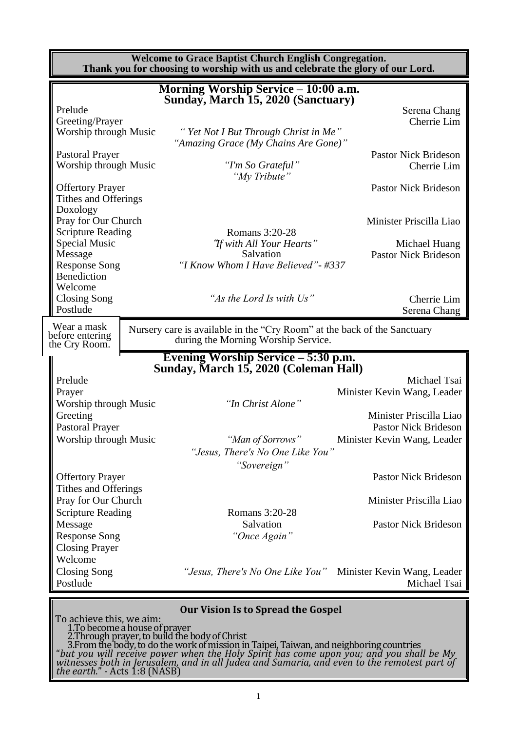**Welcome to Grace Baptist Church English Congregation.**
**Thank you for choosing to worship with us and celebrate the glory of our Lord.**

## Morning Worship Service – 10:00 a.m.
## Sunday, March 15, 2020 (Sanctuary)

| | | |
|---|---|---|
| Prelude | | Serena Chang |
| Greeting/Prayer | | Cherrie Lim |
| Worship through Music | *" Yet Not I But Through Christ in Me"* *"Amazing Grace (My Chains Are Gone)"* | |
| Pastoral Prayer | | Pastor Nick Brideson |
| Worship through Music | *"I'm So Grateful"* *"My Tribute"* | Cherrie Lim |
| Offertory Prayer | | Pastor Nick Brideson |
| Tithes and Offerings | | |
| Doxology | | |
| Pray for Our Church | | Minister Priscilla Liao |
| Scripture Reading | Romans 3:20-28 | |
| Special Music | *"If with All Your Hearts"* | Michael Huang |
| Message | Salvation | Pastor Nick Brideson |
| Response Song | *"I Know Whom I Have Believed"- #337* | |
| Benediction | | |
| Welcome | | |
| Closing Song | *"As the Lord Is with Us"* | Cherrie Lim |
| Postlude | | Serena Chang |

Wear a mask before entering the Cry Room.

Nursery care is available in the "Cry Room" at the back of the Sanctuary during the Morning Worship Service.

## Evening Worship Service – 5:30 p.m.
## Sunday, March 15, 2020 (Coleman Hall)

| | | |
|---|---|---|
| Prelude | | Michael Tsai |
| Prayer | | Minister Kevin Wang, Leader |
| Worship through Music | *"In Christ Alone"* | |
| Greeting | | Minister Priscilla Liao |
| Pastoral Prayer | | Pastor Nick Brideson |
| Worship through Music | *"Man of Sorrows"* *"Jesus, There's No One Like You"* *"Sovereign"* | Minister Kevin Wang, Leader |
| Offertory Prayer | | Pastor Nick Brideson |
| Tithes and Offerings | | |
| Pray for Our Church | | Minister Priscilla Liao |
| Scripture Reading | Romans 3:20-28 | |
| Message | Salvation | Pastor Nick Brideson |
| Response Song | *"Once Again"* | |
| Closing Prayer | | |
| Welcome | | |
| Closing Song | *"Jesus, There's No One Like You"* | Minister Kevin Wang, Leader |
| Postlude | | Michael Tsai |

### Our Vision Is to Spread the Gospel

To achieve this, we aim:

1. To become a house of prayer
2. Through prayer, to build the body of Christ
3. From the body, to do the work of mission in Taipei, Taiwan, and neighboring countries

"*but you will receive power when the Holy Spirit has come upon you; and you shall be My witnesses both in Jerusalem, and in all Judea and Samaria, and even to the remotest part of the earth.*" - Acts 1:8 (NASB)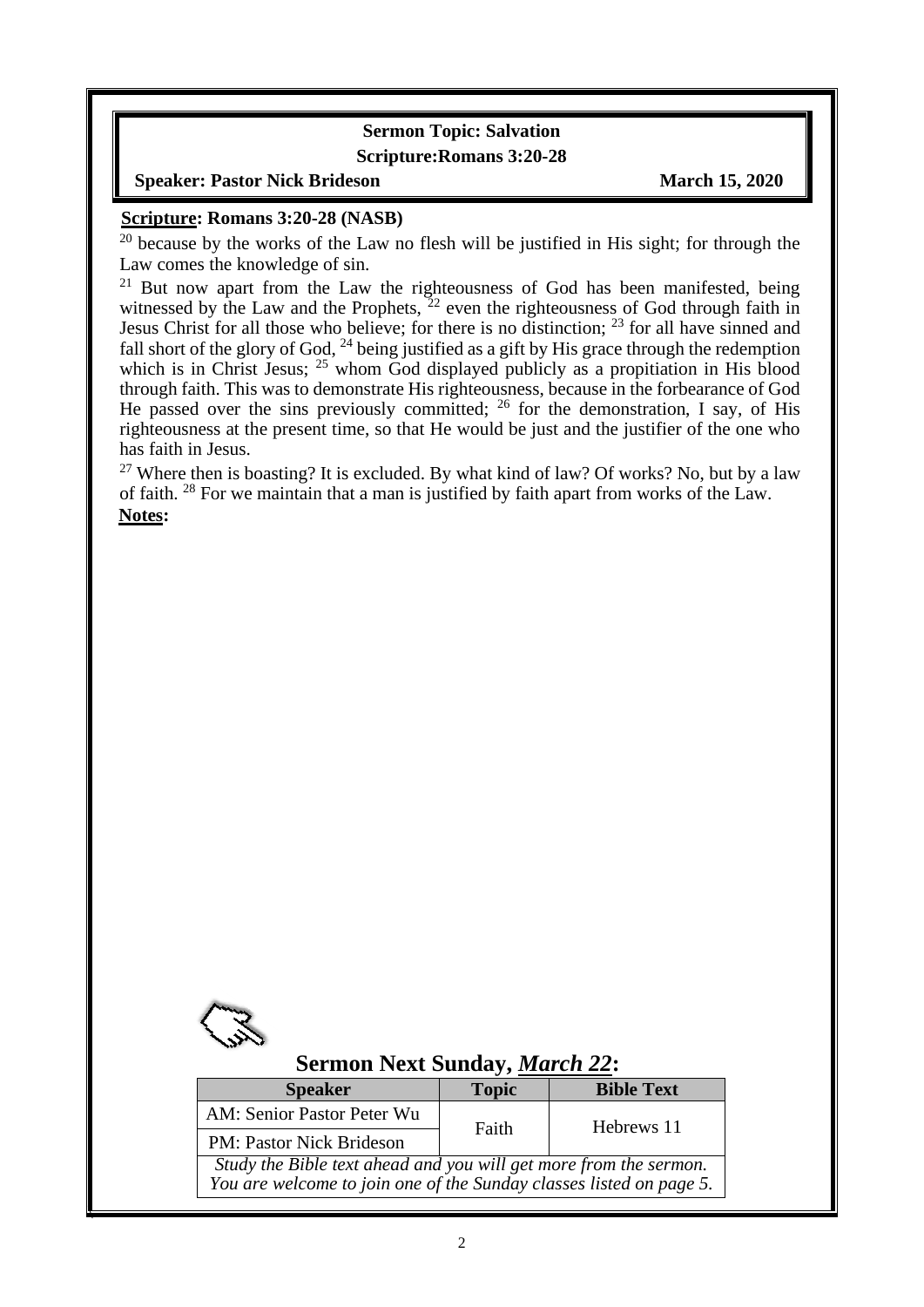**Sermon Topic: Salvation**

**Scripture:Romans 3:20-28**

**Speaker: Pastor Nick Brideson** **March 15, 2020**

**Scripture: Romans 3:20-28 (NASB)**

[20] because by the works of the Law no flesh will be justified in His sight; for through the Law comes the knowledge of sin.

[21] But now apart from the Law the righteousness of God has been manifested, being witnessed by the Law and the Prophets, [22] even the righteousness of God through faith in Jesus Christ for all those who believe; for there is no distinction; [23] for all have sinned and fall short of the glory of God, [24] being justified as a gift by His grace through the redemption which is in Christ Jesus; [25] whom God displayed publicly as a propitiation in His blood through faith. This was to demonstrate His righteousness, because in the forbearance of God He passed over the sins previously committed; [26] for the demonstration, I say, of His righteousness at the present time, so that He would be just and the justifier of the one who has faith in Jesus.

[27] Where then is boasting? It is excluded. By what kind of law? Of works? No, but by a law of faith. [28] For we maintain that a man is justified by faith apart from works of the Law.

**Notes:**

## Sermon Next Sunday, *March 22*:

| Speaker | Topic | Bible Text |
|---|---|---|
| AM: Senior Pastor Peter Wu | Faith | Hebrews 11 |
| PM: Pastor Nick Brideson | | |

*Study the Bible text ahead and you will get more from the sermon. You are welcome to join one of the Sunday classes listed on page 5.*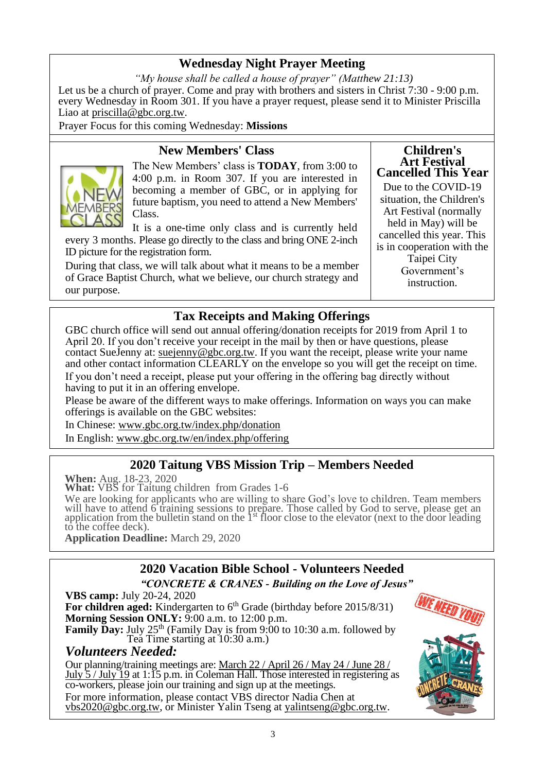## Wednesday Night Prayer Meeting

*"My house shall be called a house of prayer" (Matthew 21:13)*

Let us be a church of prayer. Come and pray with brothers and sisters in Christ 7:30 - 9:00 p.m. every Wednesday in Room 301. If you have a prayer request, please send it to Minister Priscilla Liao at priscilla@gbc.org.tw.

Prayer Focus for this coming Wednesday: **Missions**

## New Members' Class

The New Members' class is **TODAY**, from 3:00 to 4:00 p.m. in Room 307. If you are interested in becoming a member of GBC, or in applying for future baptism, you need to attend a New Members' Class.

It is a one-time only class and is currently held every 3 months. Please go directly to the class and bring ONE 2-inch ID picture for the registration form.

During that class, we will talk about what it means to be a member of Grace Baptist Church, what we believe, our church strategy and our purpose.

## Children's Art Festival Cancelled This Year

Due to the COVID-19 situation, the Children's Art Festival (normally held in May) will be cancelled this year. This is in cooperation with the Taipei City Government's instruction.

## Tax Receipts and Making Offerings

GBC church office will send out annual offering/donation receipts for 2019 from April 1 to April 20. If you don't receive your receipt in the mail by then or have questions, please contact SueJenny at: suejenny@gbc.org.tw. If you want the receipt, please write your name and other contact information CLEARLY on the envelope so you will get the receipt on time.

If you don't need a receipt, please put your offering in the offering bag directly without having to put it in an offering envelope.

Please be aware of the different ways to make offerings. Information on ways you can make offerings is available on the GBC websites:

In Chinese: www.gbc.org.tw/index.php/donation

In English: www.gbc.org.tw/en/index.php/offering

## 2020 Taitung VBS Mission Trip – Members Needed

**When:** Aug. 18-23, 2020

**What:** VBS for Taitung children from Grades 1-6

We are looking for applicants who are willing to share God's love to children. Team members will have to attend 6 training sessions to prepare. Those called by God to serve, please get an application from the bulletin stand on the 1st floor close to the elevator (next to the door leading to the coffee deck).

**Application Deadline:** March 29, 2020

## 2020 Vacation Bible School - Volunteers Needed

***"CONCRETE & CRANES - Building on the Love of Jesus"***

**VBS camp:** July 20-24, 2020

**For children aged:** Kindergarten to 6th Grade (birthday before 2015/8/31)

**Morning Session ONLY:** 9:00 a.m. to 12:00 p.m.

**Family Day:** July 25th (Family Day is from 9:00 to 10:30 a.m. followed by Tea Time starting at 10:30 a.m.)

### *Volunteers Needed:*

Our planning/training meetings are: March 22 / April 26 / May 24 / June 28 / July 5 / July 19 at 1:15 p.m. in Coleman Hall. Those interested in registering as co-workers, please join our training and sign up at the meetings.

For more information, please contact VBS director Nadia Chen at vbs2020@gbc.org.tw, or Minister Yalin Tseng at yalintseng@gbc.org.tw.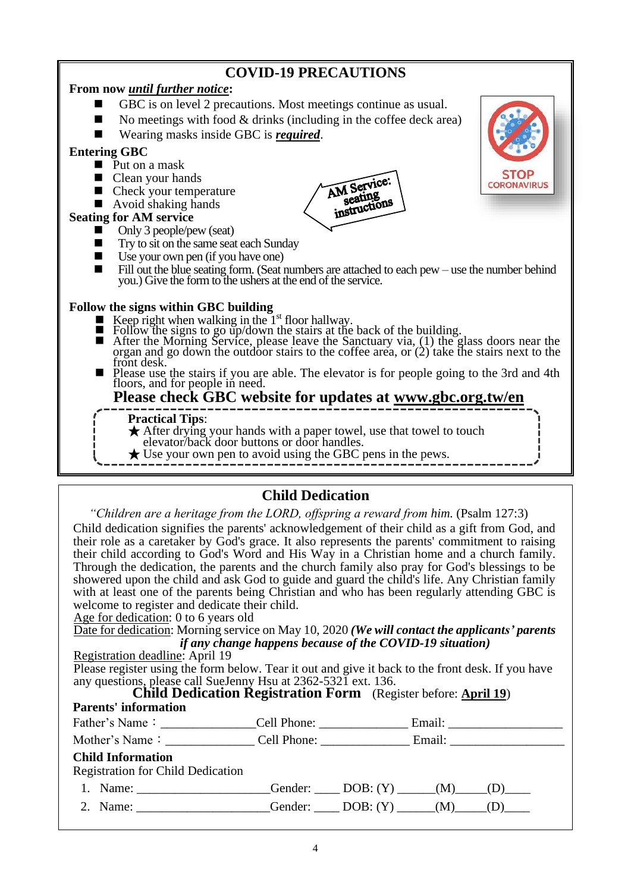## COVID-19 PRECAUTIONS

**From now *until further notice*:**

- GBC is on level 2 precautions. Most meetings continue as usual.
- No meetings with food & drinks (including in the coffee deck area)
- Wearing masks inside GBC is ***required***.

**Entering GBC**

- Put on a mask
- Clean your hands
- Check your temperature
- Avoid shaking hands

AM Service: seating instructions

STOP CORONAVIRUS

**Seating for AM service**

- Only 3 people/pew (seat)
- Try to sit on the same seat each Sunday
- Use your own pen (if you have one)
- Fill out the blue seating form. (Seat numbers are attached to each pew – use the number behind you.) Give the form to the ushers at the end of the service.

**Follow the signs within GBC building**

- Keep right when walking in the 1st floor hallway.
- Follow the signs to go up/down the stairs at the back of the building.
- After the Morning Service, please leave the Sanctuary via, (1) the glass doors near the organ and go down the outdoor stairs to the coffee area, or (2) take the stairs next to the front desk.
- Please use the stairs if you are able. The elevator is for people going to the 3rd and 4th floors, and for people in need.

**Please check GBC website for updates at www.gbc.org.tw/en**

**Practical Tips**:

★ After drying your hands with a paper towel, use that towel to touch elevator/back door buttons or door handles.

★ Use your own pen to avoid using the GBC pens in the pews.

## Child Dedication

*"Children are a heritage from the LORD, offspring a reward from him.* (Psalm 127:3)

Child dedication signifies the parents' acknowledgement of their child as a gift from God, and their role as a caretaker by God's grace. It also represents the parents' commitment to raising their child according to God's Word and His Way in a Christian home and a church family. Through the dedication, the parents and the church family also pray for God's blessings to be showered upon the child and ask God to guide and guard the child's life. Any Christian family with at least one of the parents being Christian and who has been regularly attending GBC is welcome to register and dedicate their child.

Age for dedication: 0 to 6 years old

Date for dedication: Morning service on May 10, 2020 ***(We will contact the applicants' parents if any change happens because of the COVID-19 situation)***

Registration deadline: April 19

Please register using the form below. Tear it out and give it back to the front desk. If you have any questions, please call SueJenny Hsu at 2362-5321 ext. 136.

### Child Dedication Registration Form (Register before: **April 19**)

**Parents' information**

Father's Name：______________Cell Phone: _____________ Email: _________________

Mother's Name：_____________ Cell Phone: _____________ Email: _________________

**Child Information**

Registration for Child Dedication

1. Name: ____________________Gender: ____ DOB: (Y) _____(M)____(D)____
2. Name: ____________________Gender: ____ DOB: (Y) _____(M)____(D)____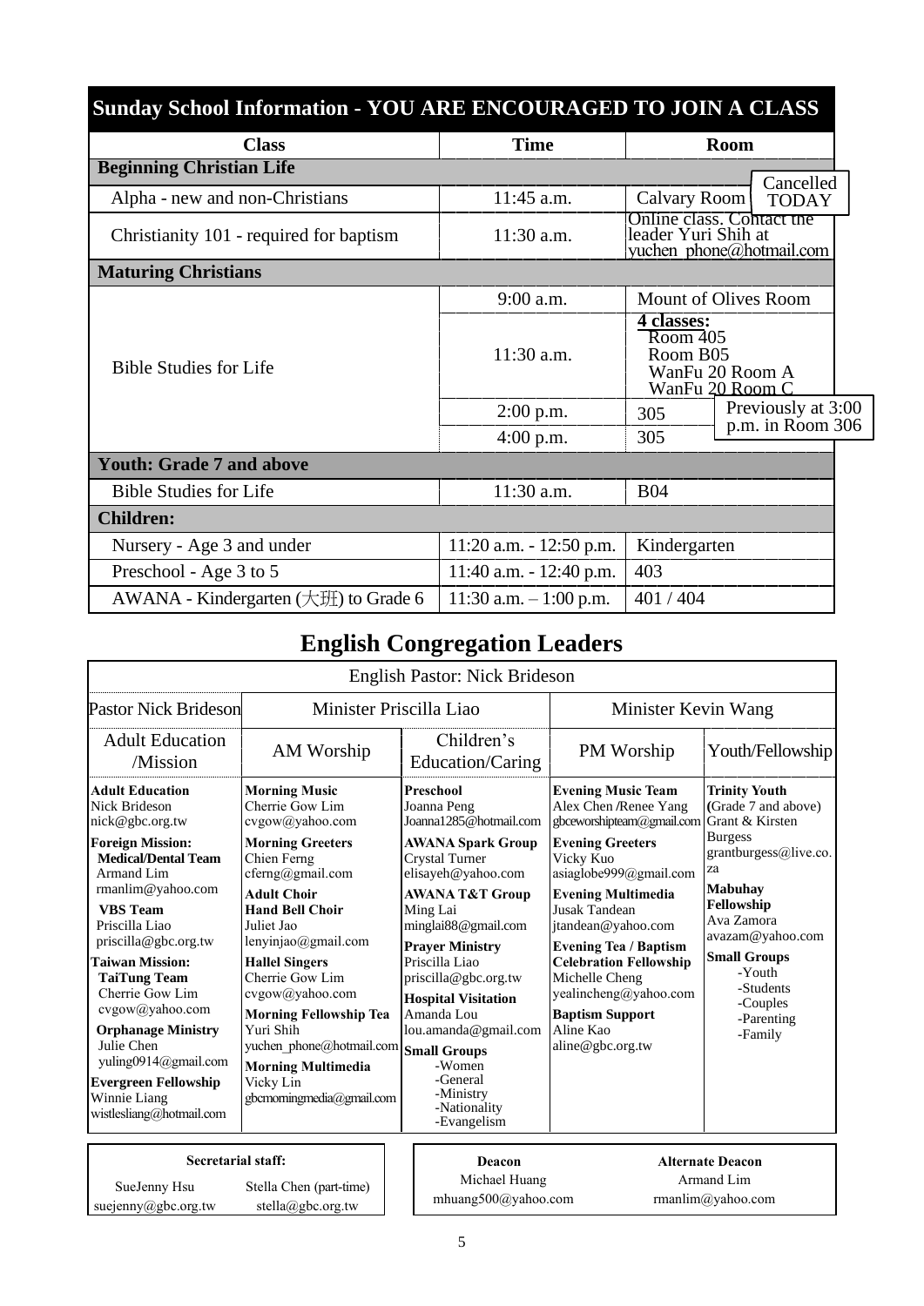## Sunday School Information - YOU ARE ENCOURAGED TO JOIN A CLASS

| Class | Time | Room |
|---|---|---|
| **Beginning Christian Life** | | |
| Alpha - new and non-Christians | 11:45 a.m. | Calvary Room (Cancelled TODAY) |
| Christianity 101 - required for baptism | 11:30 a.m. | Online class. Contact the leader Yuri Shih at yuchen_phone@hotmail.com |
| **Maturing Christians** | | |
| Bible Studies for Life | 9:00 a.m. | Mount of Olives Room |
| | 11:30 a.m. | **4 classes:** Room 405, Room B05, WanFu 20 Room A, WanFu 20 Room C |
| | 2:00 p.m. | 305 (Previously at 3:00 p.m. in Room 306) |
| | 4:00 p.m. | 305 |
| **Youth: Grade 7 and above** | | |
| Bible Studies for Life | 11:30 a.m. | B04 |
| **Children:** | | |
| Nursery - Age 3 and under | 11:20 a.m. - 12:50 p.m. | Kindergarten |
| Preschool - Age 3 to 5 | 11:40 a.m. - 12:40 p.m. | 403 |
| AWANA - Kindergarten (大班) to Grade 6 | 11:30 a.m. – 1:00 p.m. | 401 / 404 |

## English Congregation Leaders

English Pastor: Nick Brideson

| Pastor Nick Brideson | Minister Priscilla Liao | | Minister Kevin Wang | |
|---|---|---|---|---|
| Adult Education /Mission | AM Worship | Children's Education/Caring | PM Worship | Youth/Fellowship |
| **Adult Education**<br>Nick Brideson<br>nick@gbc.org.tw<br>**Foreign Mission:**<br>**Medical/Dental Team**<br>Armand Lim<br>rmanlim@yahoo.com<br>**VBS Team**<br>Priscilla Liao<br>priscilla@gbc.org.tw<br>**Taiwan Mission:**<br>**TaiTung Team**<br>Cherrie Gow Lim<br>cvgow@yahoo.com<br>**Orphanage Ministry**<br>Julie Chen<br>yuling0914@gmail.com<br>**Evergreen Fellowship**<br>Winnie Liang<br>wistlesliang@hotmail.com | **Morning Music**<br>Cherrie Gow Lim<br>cvgow@yahoo.com<br>**Morning Greeters**<br>Chien Ferng<br>cferng@gmail.com<br>**Adult Choir**<br>**Hand Bell Choir**<br>Juliet Jao<br>lenyinjao@gmail.com<br>**Hallel Singers**<br>Cherrie Gow Lim<br>cvgow@yahoo.com<br>**Morning Fellowship Tea**<br>Yuri Shih<br>yuchen_phone@hotmail.com<br>**Morning Multimedia**<br>Vicky Lin<br>gbcmorningmedia@gmail.com | **Preschool**<br>Joanna Peng<br>Joanna1285@hotmail.com<br>**AWANA Spark Group**<br>Crystal Turner<br>elisayeh@yahoo.com<br>**AWANA T&T Group**<br>Ming Lai<br>minglai88@gmail.com<br>**Prayer Ministry**<br>Priscilla Liao<br>priscilla@gbc.org.tw<br>**Hospital Visitation**<br>Amanda Lou<br>lou.amanda@gmail.com<br>**Small Groups**<br>-Women<br>-General<br>-Ministry<br>-Nationality<br>-Evangelism | **Evening Music Team**<br>Alex Chen /Renee Yang<br>gbceworshipteam@gmail.com<br>**Evening Greeters**<br>Vicky Kuo<br>asiaglobe999@gmail.com<br>**Evening Multimedia**<br>Jusak Tandean<br>jtandean@yahoo.com<br>**Evening Tea / Baptism Celebration Fellowship**<br>Michelle Cheng<br>yealincheng@yahoo.com<br>**Baptism Support**<br>Aline Kao<br>aline@gbc.org.tw | **Trinity Youth**<br>(Grade 7 and above)<br>Grant & Kirsten Burgess<br>grantburgess@live.co.za<br>**Mabuhay Fellowship**<br>Ava Zamora<br>avazam@yahoo.com<br>**Small Groups**<br>-Youth<br>-Students<br>-Couples<br>-Parenting<br>-Family |

| Secretarial staff: | |
|---|---|
| SueJenny Hsu<br>suejenny@gbc.org.tw | Stella Chen (part-time)<br>stella@gbc.org.tw |

| Deacon | Alternate Deacon |
|---|---|
| Michael Huang<br>mhuang500@yahoo.com | Armand Lim<br>rmanlim@yahoo.com |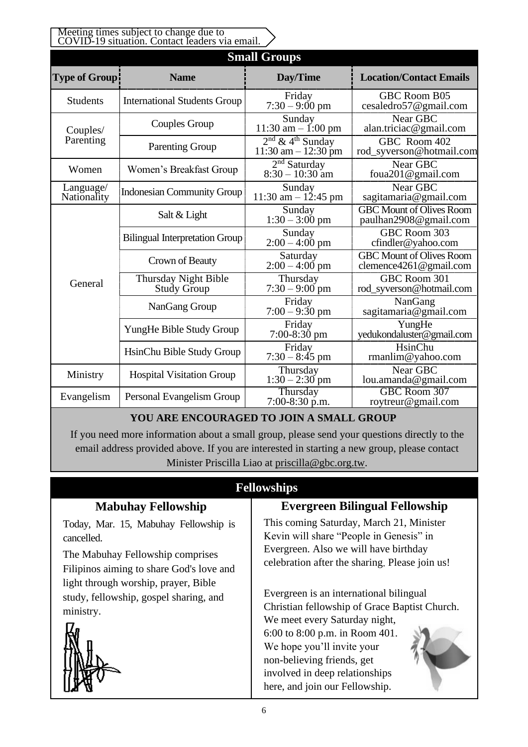Meeting times subject to change due to COVID-19 situation. Contact leaders via email.

## Small Groups

| Type of Group | Name | Day/Time | Location/Contact Emails |
|---|---|---|---|
| Students | International Students Group | Friday 7:30 – 9:00 pm | GBC Room B05 cesaledro57@gmail.com |
| Couples/ Parenting | Couples Group | Sunday 11:30 am – 1:00 pm | Near GBC alan.triciac@gmail.com |
| | Parenting Group | 2nd & 4th Sunday 11:30 am – 12:30 pm | GBC Room 402 rod_syverson@hotmail.com |
| Women | Women's Breakfast Group | 2nd Saturday 8:30 – 10:30 am | Near GBC foua201@gmail.com |
| Language/ Nationality | Indonesian Community Group | Sunday 11:30 am – 12:45 pm | Near GBC sagitamaria@gmail.com |
| General | Salt & Light | Sunday 1:30 – 3:00 pm | GBC Mount of Olives Room paulhan2908@gmail.com |
| | Bilingual Interpretation Group | Sunday 2:00 – 4:00 pm | GBC Room 303 cfindler@yahoo.com |
| | Crown of Beauty | Saturday 2:00 – 4:00 pm | GBC Mount of Olives Room clemence4261@gmail.com |
| | Thursday Night Bible Study Group | Thursday 7:30 – 9:00 pm | GBC Room 301 rod_syverson@hotmail.com |
| | NanGang Group | Friday 7:00 – 9:30 pm | NanGang sagitamaria@gmail.com |
| | YungHe Bible Study Group | Friday 7:00-8:30 pm | YungHe yedukondaluster@gmail.com |
| | HsinChu Bible Study Group | Friday 7:30 – 8:45 pm | HsinChu rmanlim@yahoo.com |
| Ministry | Hospital Visitation Group | Thursday 1:30 – 2:30 pm | Near GBC lou.amanda@gmail.com |
| Evangelism | Personal Evangelism Group | Thursday 7:00-8:30 p.m. | GBC Room 307 roytreur@gmail.com |

**YOU ARE ENCOURAGED TO JOIN A SMALL GROUP**

If you need more information about a small group, please send your questions directly to the email address provided above. If you are interested in starting a new group, please contact Minister Priscilla Liao at priscilla@gbc.org.tw.

## Fellowships

### Mabuhay Fellowship

Today, Mar. 15, Mabuhay Fellowship is cancelled.

The Mabuhay Fellowship comprises Filipinos aiming to share God's love and light through worship, prayer, Bible study, fellowship, gospel sharing, and ministry.

### Evergreen Bilingual Fellowship

This coming Saturday, March 21, Minister Kevin will share "People in Genesis" in Evergreen. Also we will have birthday celebration after the sharing. Please join us!

Evergreen is an international bilingual Christian fellowship of Grace Baptist Church. We meet every Saturday night, 6:00 to 8:00 p.m. in Room 401. We hope you'll invite your non-believing friends, get involved in deep relationships here, and join our Fellowship.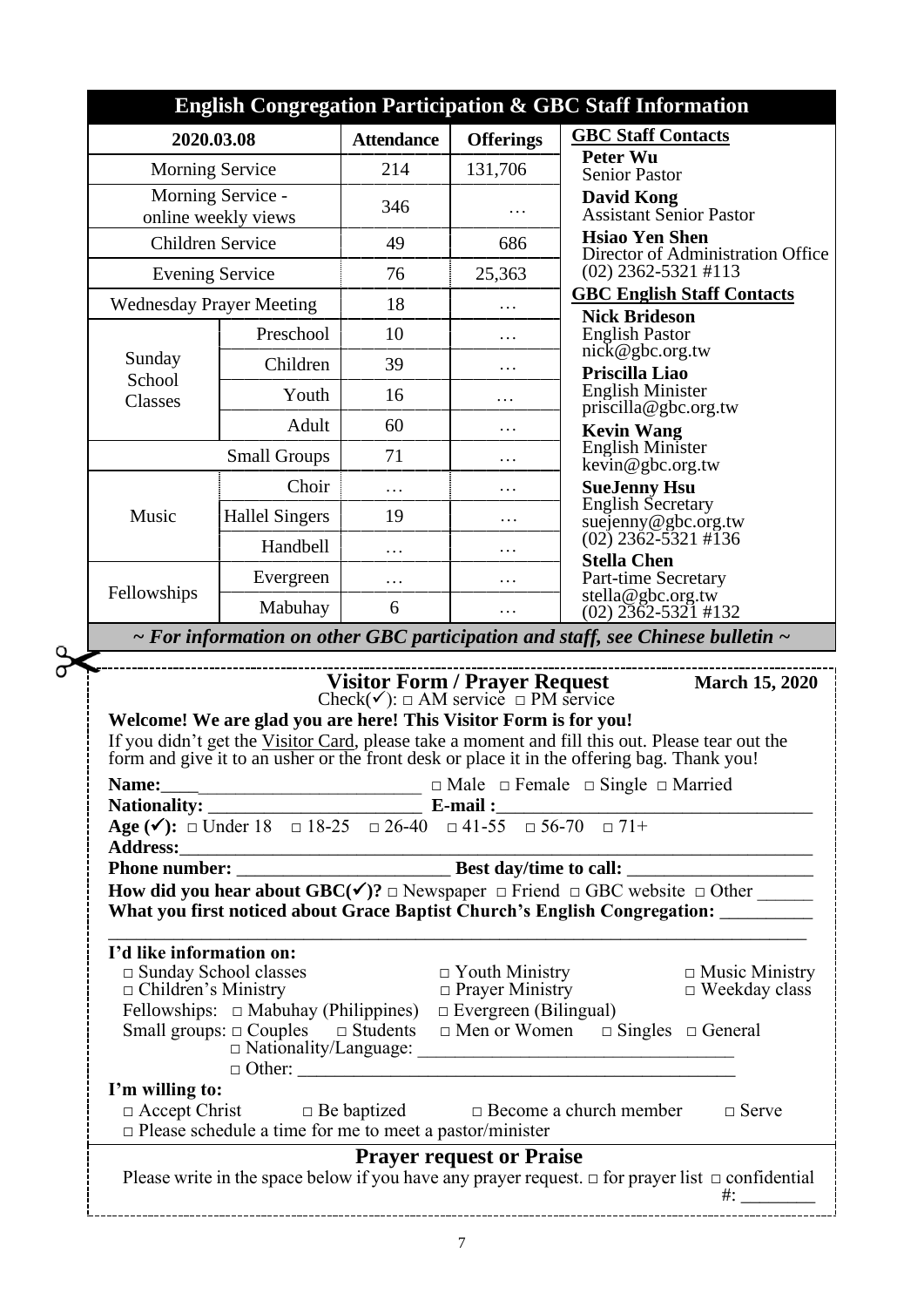## English Congregation Participation & GBC Staff Information

| 2020.03.08 | | Attendance | Offerings |
|---|---|---|---|
| Morning Service | | 214 | 131,706 |
| Morning Service - online weekly views | | 346 | … |
| Children Service | | 49 | 686 |
| Evening Service | | 76 | 25,363 |
| Wednesday Prayer Meeting | | 18 | … |
| Sunday School Classes | Preschool | 10 | … |
| | Children | 39 | … |
| | Youth | 16 | … |
| | Adult | 60 | … |
| Small Groups | | 71 | … |
| Music | Choir | … | … |
| | Hallel Singers | 19 | … |
| | Handbell | … | … |
| Fellowships | Evergreen | … | … |
| | Mabuhay | 6 | … |

**GBC Staff Contacts**

**Peter Wu**
Senior Pastor

**David Kong**
Assistant Senior Pastor

**Hsiao Yen Shen**
Director of Administration Office
(02) 2362-5321 #113

**GBC English Staff Contacts**

**Nick Brideson**
English Pastor
nick@gbc.org.tw

**Priscilla Liao**
English Minister
priscilla@gbc.org.tw

**Kevin Wang**
English Minister
kevin@gbc.org.tw

**SueJenny Hsu**
English Secretary
suejenny@gbc.org.tw
(02) 2362-5321 #136

**Stella Chen**
Part-time Secretary
stella@gbc.org.tw
(02) 2362-5321 #132

*~ For information on other GBC participation and staff, see Chinese bulletin ~*

---

### Visitor Form / Prayer Request

**March 15, 2020**

Check(✓): □ AM service □ PM service

**Welcome! We are glad you are here! This Visitor Form is for you!**

If you didn't get the Visitor Card, please take a moment and fill this out. Please tear out the form and give it to an usher or the front desk or place it in the offering bag. Thank you!

**Name:**_____________________________ □ Male □ Female □ Single □ Married

**Nationality:** _______________________ **E-mail :**________________________________

**Age (✓):** □ Under 18 □ 18-25 □ 26-40 □ 41-55 □ 56-70 □ 71+

**Address:**_____________________________________________________________________

**Phone number:** _______________________ **Best day/time to call:** ____________________

**How did you hear about GBC(✓)?** □ Newspaper □ Friend □ GBC website □ Other ______

**What you first noticed about Grace Baptist Church's English Congregation:** __________

________________________________________________________________________________

**I'd like information on:**

□ Sunday School classes □ Youth Ministry □ Music Ministry
□ Children's Ministry □ Prayer Ministry □ Weekday class
Fellowships: □ Mabuhay (Philippines) □ Evergreen (Bilingual)
Small groups: □ Couples □ Students □ Men or Women □ Singles □ General
□ Nationality/Language: __________________________________
□ Other: _________________________________________________

**I'm willing to:**

□ Accept Christ □ Be baptized □ Become a church member □ Serve
□ Please schedule a time for me to meet a pastor/minister

### Prayer request or Praise

Please write in the space below if you have any prayer request. □ for prayer list □ confidential

#: ________